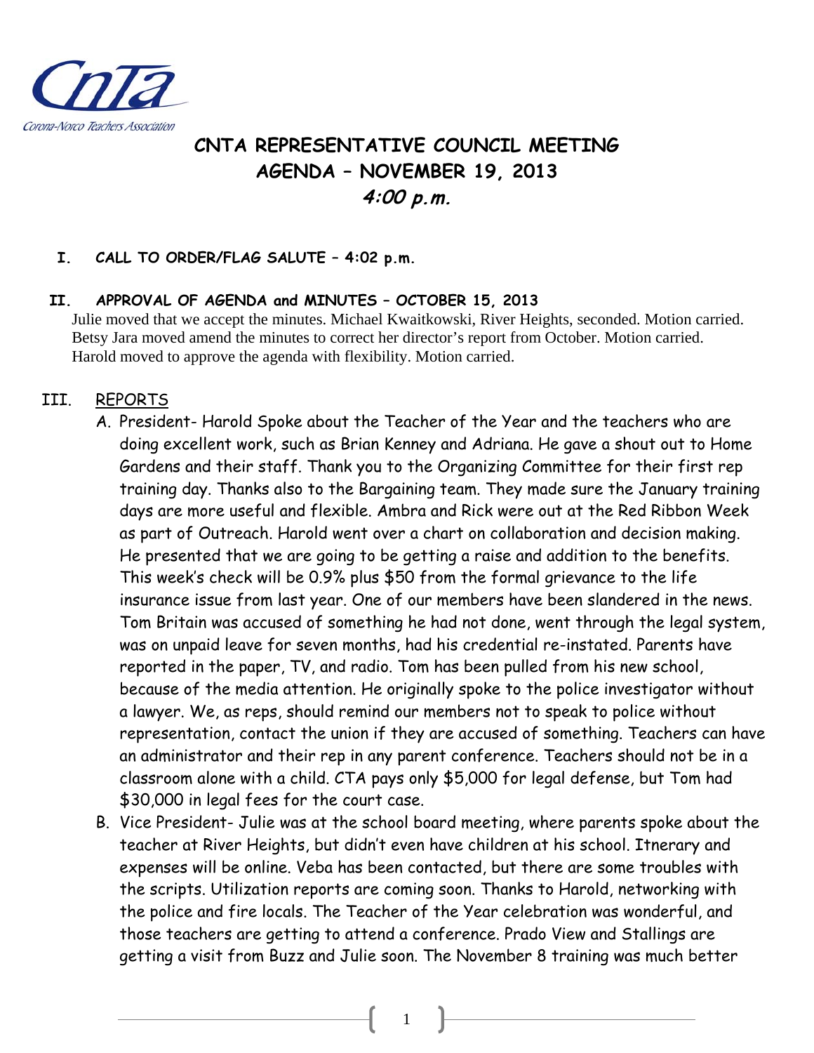Corona-Norco Teachers Association

# CNTA REPRESENTATIVE COUNCIL MEETING
## AGENDA – NOVEMBER 19, 2013
### *4:00 p.m.*

**I. CALL TO ORDER/FLAG SALUTE – 4:02 p.m.**

**II. APPROVAL OF AGENDA and MINUTES – OCTOBER 15, 2013**

Julie moved that we accept the minutes. Michael Kwaitkowski, River Heights, seconded. Motion carried. Betsy Jara moved amend the minutes to correct her director's report from October. Motion carried. Harold moved to approve the agenda with flexibility. Motion carried.

III. <u>REPORTS</u>

A. President- Harold Spoke about the Teacher of the Year and the teachers who are doing excellent work, such as Brian Kenney and Adriana. He gave a shout out to Home Gardens and their staff. Thank you to the Organizing Committee for their first rep training day. Thanks also to the Bargaining team. They made sure the January training days are more useful and flexible. Ambra and Rick were out at the Red Ribbon Week as part of Outreach. Harold went over a chart on collaboration and decision making. He presented that we are going to be getting a raise and addition to the benefits. This week's check will be 0.9% plus $50 from the formal grievance to the life insurance issue from last year. One of our members have been slandered in the news. Tom Britain was accused of something he had not done, went through the legal system, was on unpaid leave for seven months, had his credential re-instated. Parents have reported in the paper, TV, and radio. Tom has been pulled from his new school, because of the media attention. He originally spoke to the police investigator without a lawyer. We, as reps, should remind our members not to speak to police without representation, contact the union if they are accused of something. Teachers can have an administrator and their rep in any parent conference. Teachers should not be in a classroom alone with a child. CTA pays only $5,000 for legal defense, but Tom had $30,000 in legal fees for the court case.

B. Vice President- Julie was at the school board meeting, where parents spoke about the teacher at River Heights, but didn't even have children at his school. Itnerary and expenses will be online. Veba has been contacted, but there are some troubles with the scripts. Utilization reports are coming soon. Thanks to Harold, networking with the police and fire locals. The Teacher of the Year celebration was wonderful, and those teachers are getting to attend a conference. Prado View and Stallings are getting a visit from Buzz and Julie soon. The November 8 training was much better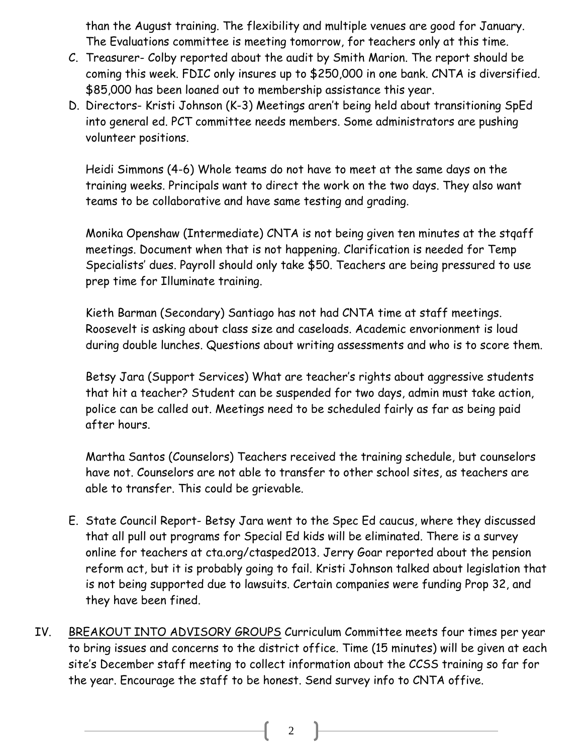than the August training. The flexibility and multiple venues are good for January. The Evaluations committee is meeting tomorrow, for teachers only at this time.

C. Treasurer- Colby reported about the audit by Smith Marion. The report should be coming this week. FDIC only insures up to $250,000 in one bank. CNTA is diversified. $85,000 has been loaned out to membership assistance this year.

D. Directors- Kristi Johnson (K-3) Meetings aren't being held about transitioning SpEd into general ed. PCT committee needs members. Some administrators are pushing volunteer positions.

   Heidi Simmons (4-6) Whole teams do not have to meet at the same days on the training weeks. Principals want to direct the work on the two days. They also want teams to be collaborative and have same testing and grading.

   Monika Openshaw (Intermediate) CNTA is not being given ten minutes at the stqaff meetings. Document when that is not happening. Clarification is needed for Temp Specialists' dues. Payroll should only take $50. Teachers are being pressured to use prep time for Illuminate training.

   Kieth Barman (Secondary) Santiago has not had CNTA time at staff meetings. Roosevelt is asking about class size and caseloads. Academic envorionment is loud during double lunches. Questions about writing assessments and who is to score them.

   Betsy Jara (Support Services) What are teacher's rights about aggressive students that hit a teacher? Student can be suspended for two days, admin must take action, police can be called out. Meetings need to be scheduled fairly as far as being paid after hours.

   Martha Santos (Counselors) Teachers received the training schedule, but counselors have not. Counselors are not able to transfer to other school sites, as teachers are able to transfer. This could be grievable.

E. State Council Report- Betsy Jara went to the Spec Ed caucus, where they discussed that all pull out programs for Special Ed kids will be eliminated. There is a survey online for teachers at cta.org/ctasped2013. Jerry Goar reported about the pension reform act, but it is probably going to fail. Kristi Johnson talked about legislation that is not being supported due to lawsuits. Certain companies were funding Prop 32, and they have been fined.

IV. <u>BREAKOUT INTO ADVISORY GROUPS</u> Curriculum Committee meets four times per year to bring issues and concerns to the district office. Time (15 minutes) will be given at each site's December staff meeting to collect information about the CCSS training so far for the year. Encourage the staff to be honest. Send survey info to CNTA offive.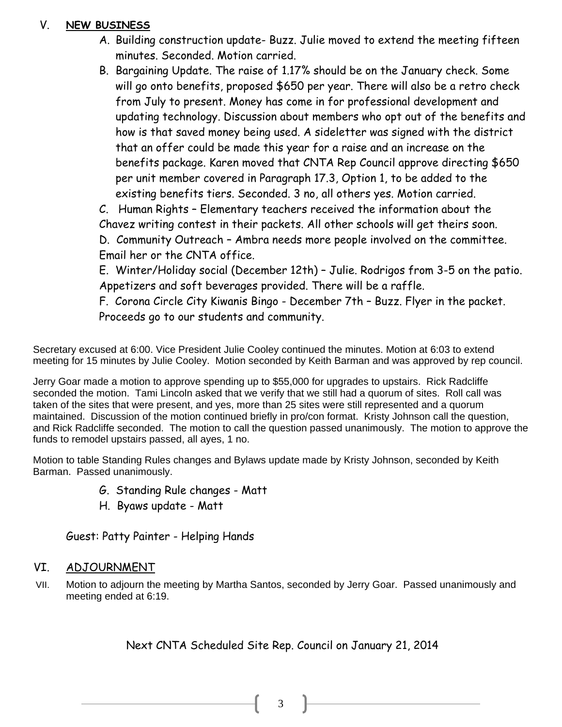## V. **NEW BUSINESS**

A. Building construction update- Buzz. Julie moved to extend the meeting fifteen minutes. Seconded. Motion carried.

B. Bargaining Update. The raise of 1.17% should be on the January check. Some will go onto benefits, proposed $650 per year. There will also be a retro check from July to present. Money has come in for professional development and updating technology. Discussion about members who opt out of the benefits and how is that saved money being used. A sideletter was signed with the district that an offer could be made this year for a raise and an increase on the benefits package. Karen moved that CNTA Rep Council approve directing $650 per unit member covered in Paragraph 17.3, Option 1, to be added to the existing benefits tiers. Seconded. 3 no, all others yes. Motion carried.

C. Human Rights – Elementary teachers received the information about the Chavez writing contest in their packets. All other schools will get theirs soon.

D. Community Outreach – Ambra needs more people involved on the committee. Email her or the CNTA office.

E. Winter/Holiday social (December 12th) – Julie. Rodrigos from 3-5 on the patio. Appetizers and soft beverages provided. There will be a raffle.

F. Corona Circle City Kiwanis Bingo - December 7th – Buzz. Flyer in the packet. Proceeds go to our students and community.

Secretary excused at 6:00. Vice President Julie Cooley continued the minutes. Motion at 6:03 to extend meeting for 15 minutes by Julie Cooley. Motion seconded by Keith Barman and was approved by rep council.

Jerry Goar made a motion to approve spending up to $55,000 for upgrades to upstairs. Rick Radcliffe seconded the motion. Tami Lincoln asked that we verify that we still had a quorum of sites. Roll call was taken of the sites that were present, and yes, more than 25 sites were still represented and a quorum maintained. Discussion of the motion continued briefly in pro/con format. Kristy Johnson call the question, and Rick Radcliffe seconded. The motion to call the question passed unanimously. The motion to approve the funds to remodel upstairs passed, all ayes, 1 no.

Motion to table Standing Rules changes and Bylaws update made by Kristy Johnson, seconded by Keith Barman. Passed unanimously.

G. Standing Rule changes - Matt

H. Byaws update - Matt

Guest: Patty Painter - Helping Hands

## VI. ADJOURNMENT

VII. Motion to adjourn the meeting by Martha Santos, seconded by Jerry Goar. Passed unanimously and meeting ended at 6:19.

Next CNTA Scheduled Site Rep. Council on January 21, 2014